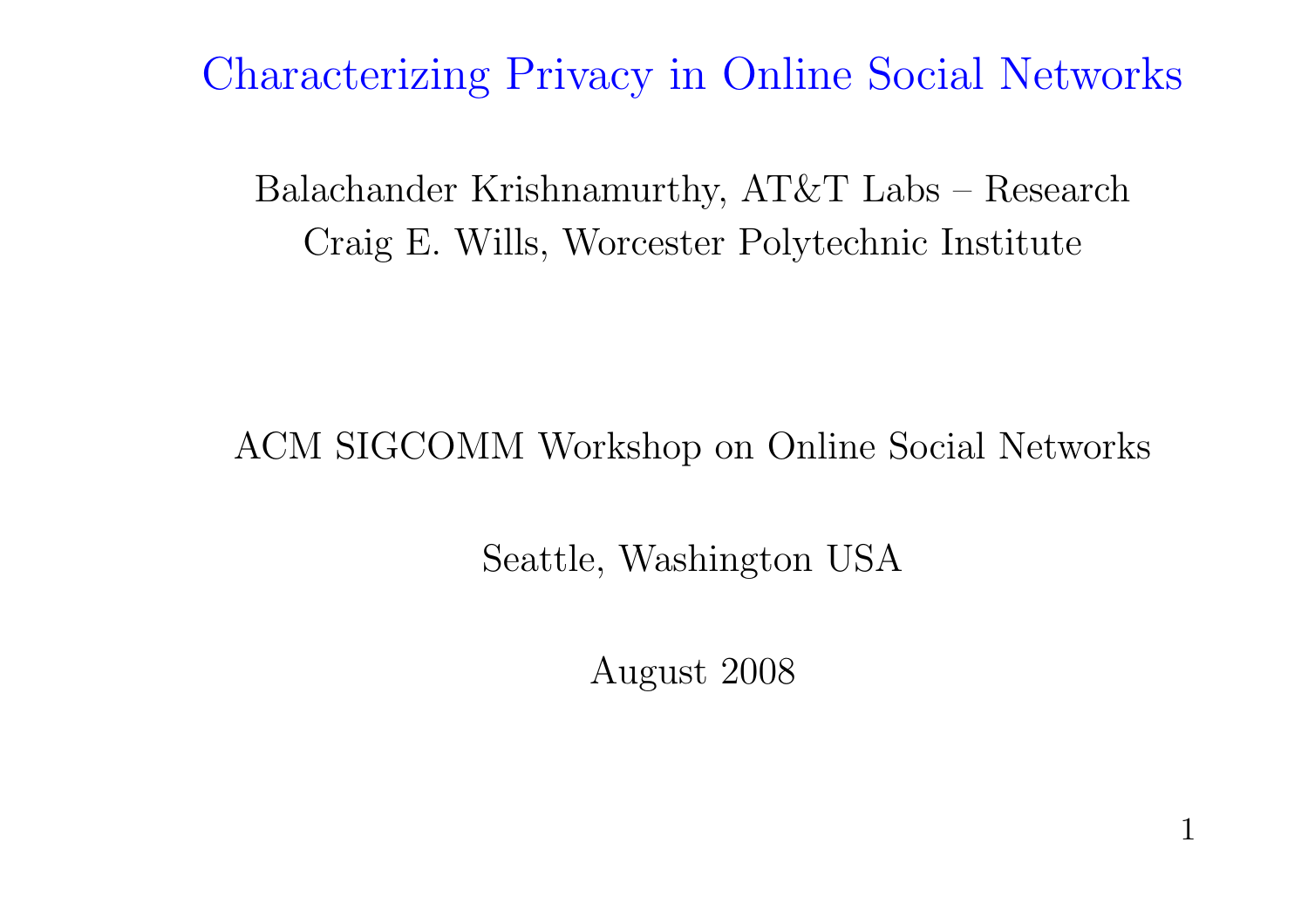# Characterizing Privacy in Online Social Networks

Balachander Krishnamurthy, AT&T Labs – Research
Craig E. Wills, Worcester Polytechnic Institute

ACM SIGCOMM Workshop on Online Social Networks

Seattle, Washington USA

August 2008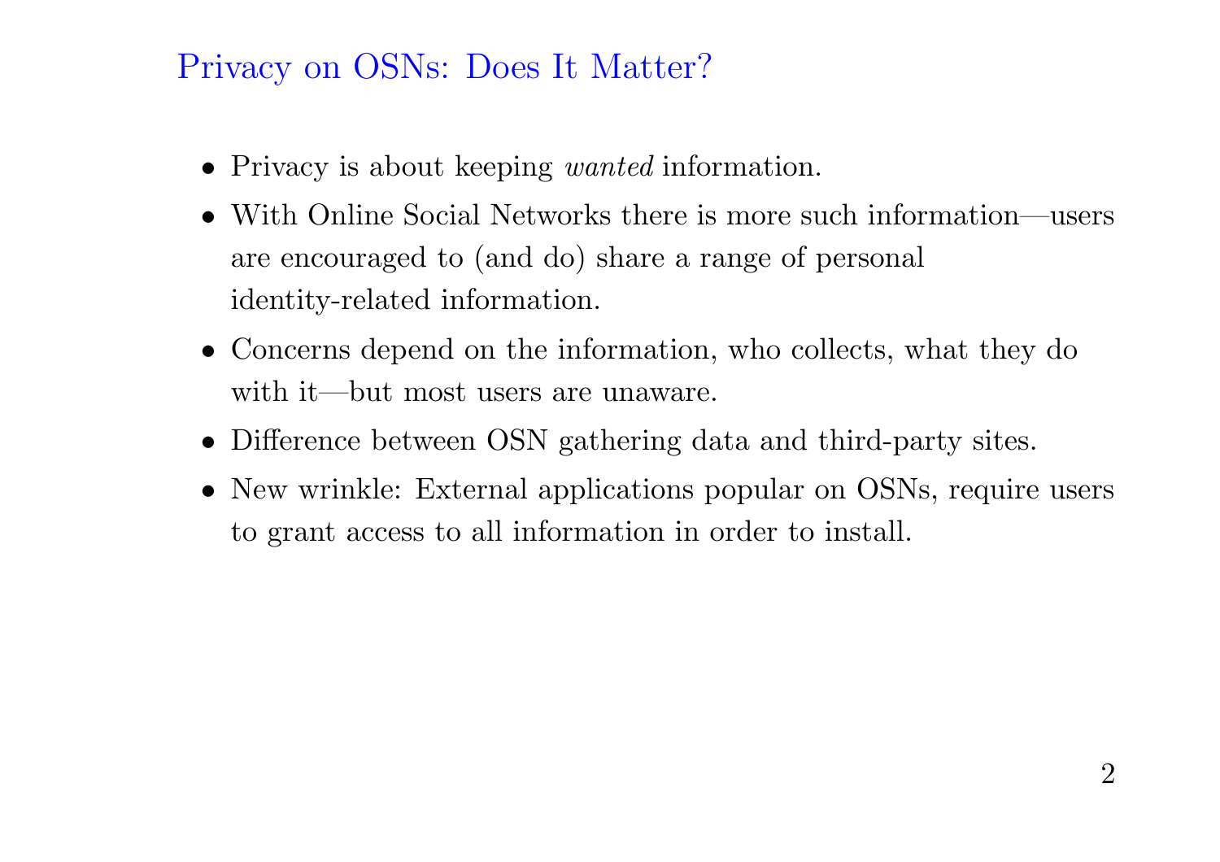## Privacy on OSNs: Does It Matter?

- Privacy is about keeping *wanted* information.
- With Online Social Networks there is more such information—users are encouraged to (and do) share a range of personal identity-related information.
- Concerns depend on the information, who collects, what they do with it—but most users are unaware.
- Difference between OSN gathering data and third-party sites.
- New wrinkle: External applications popular on OSNs, require users to grant access to all information in order to install.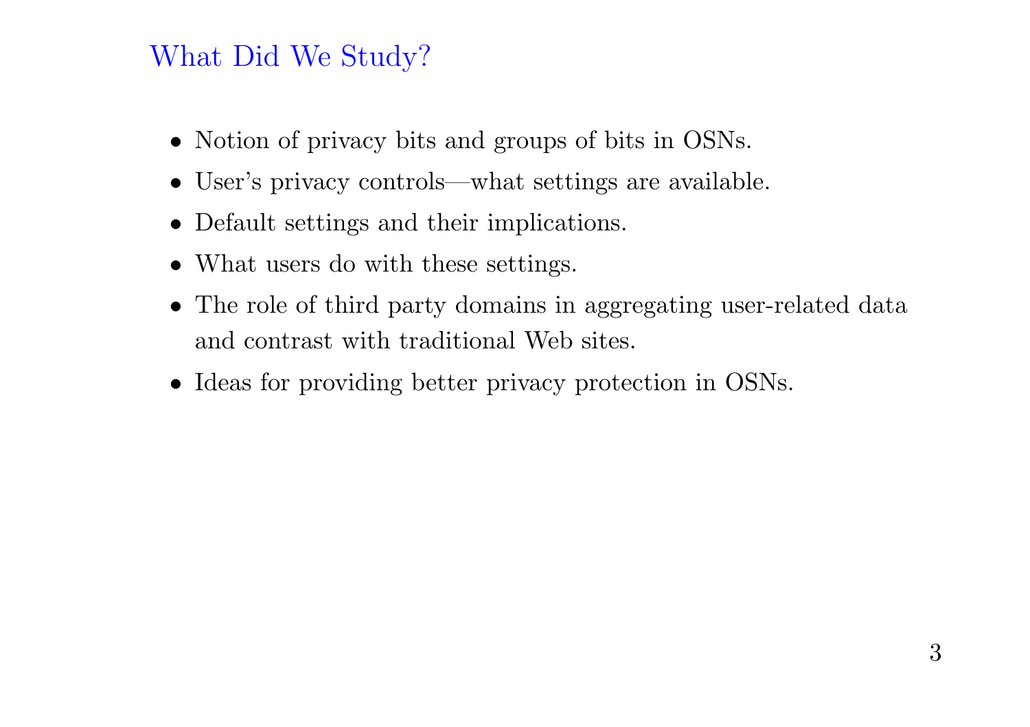## What Did We Study?

- Notion of privacy bits and groups of bits in OSNs.
- User's privacy controls—what settings are available.
- Default settings and their implications.
- What users do with these settings.
- The role of third party domains in aggregating user-related data and contrast with traditional Web sites.
- Ideas for providing better privacy protection in OSNs.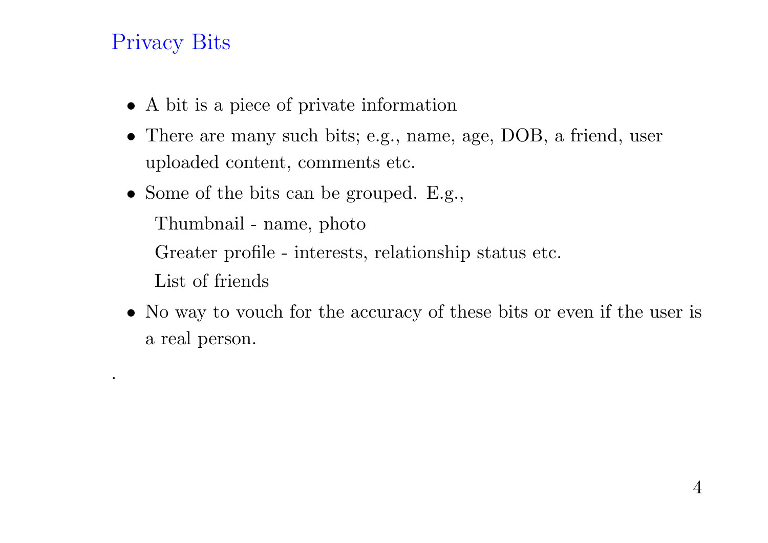## Privacy Bits

- A bit is a piece of private information
- There are many such bits; e.g., name, age, DOB, a friend, user uploaded content, comments etc.
- Some of the bits can be grouped. E.g.,

  Thumbnail - name, photo

  Greater profile - interests, relationship status etc.

  List of friends
- No way to vouch for the accuracy of these bits or even if the user is a real person.

.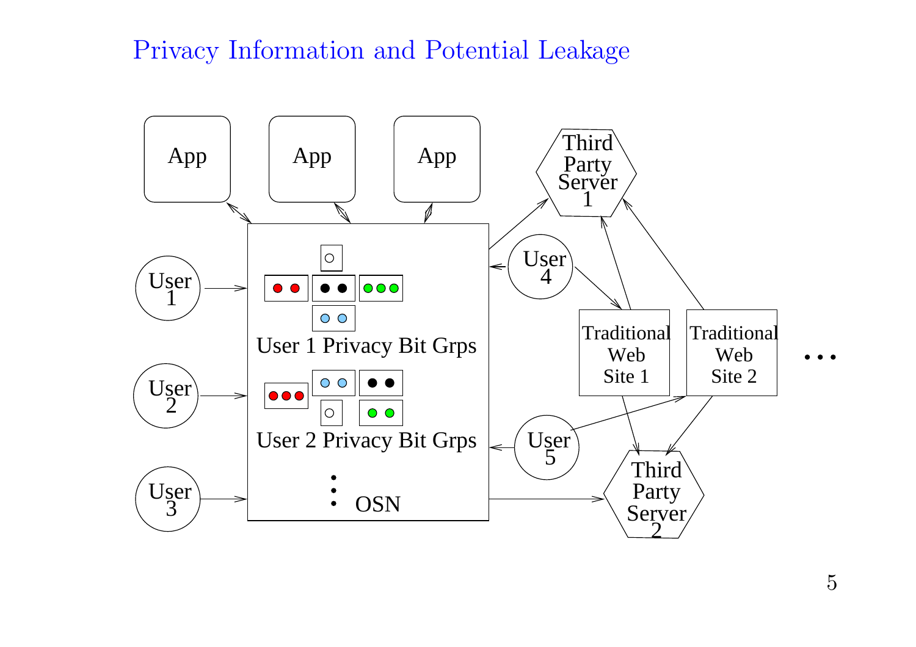# Privacy Information and Potential Leakage

App

App

App

User 1

User 2

User 3

User 4

User 5

User 1 Privacy Bit Grps

User 2 Privacy Bit Grps

OSN

Third Party Server 1

Third Party Server 2

Traditional Web Site 1

Traditional Web Site 2

...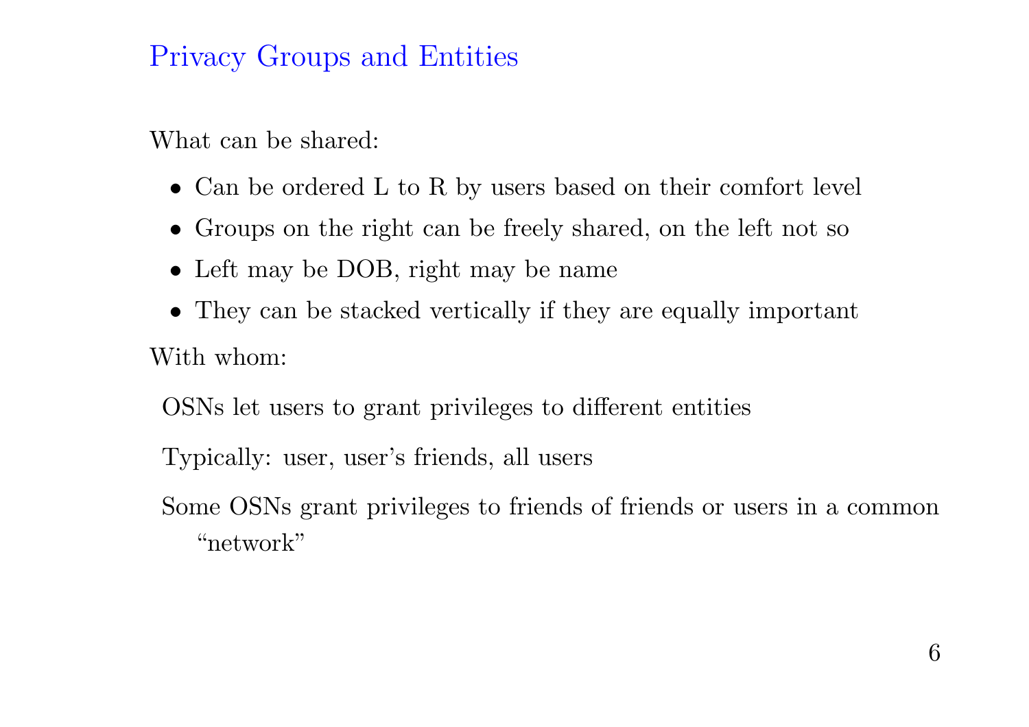## Privacy Groups and Entities

What can be shared:

- Can be ordered L to R by users based on their comfort level
- Groups on the right can be freely shared, on the left not so
- Left may be DOB, right may be name
- They can be stacked vertically if they are equally important

With whom:

OSNs let users to grant privileges to different entities

Typically: user, user's friends, all users

Some OSNs grant privileges to friends of friends or users in a common "network"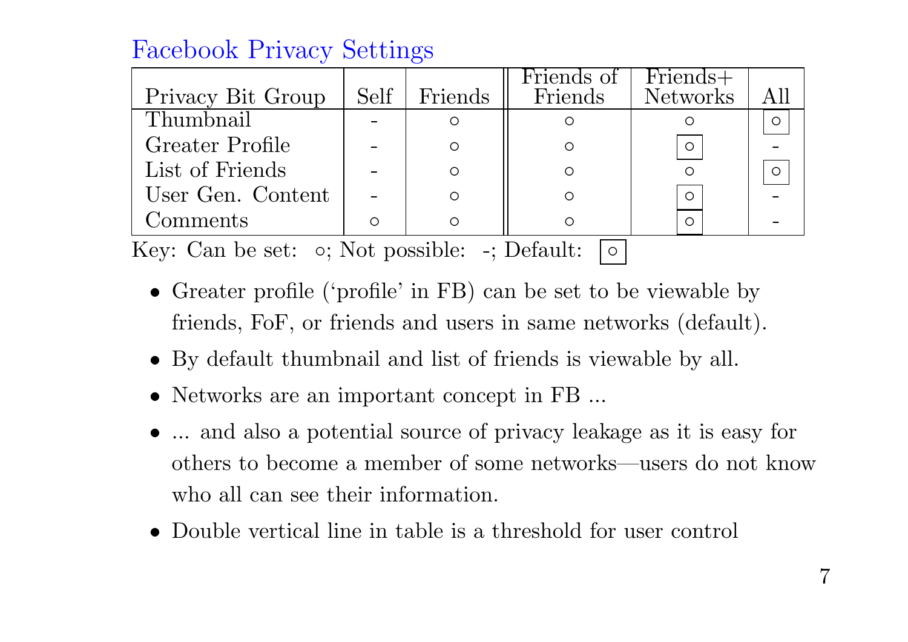## Facebook Privacy Settings

| Privacy Bit Group | Self | Friends | Friends of Friends | Friends+ Networks | All |
|---|---|---|---|---|---|
| Thumbnail | - | ○ | ○ | ○ | [○] |
| Greater Profile | - | ○ | ○ | [○] | - |
| List of Friends | - | ○ | ○ | ○ | [○] |
| User Gen. Content | - | ○ | ○ | [○] | - |
| Comments | ○ | ○ | ○ | [○] | - |

Key: Can be set: ○; Not possible: -; Default: [○]

- Greater profile ('profile' in FB) can be set to be viewable by friends, FoF, or friends and users in same networks (default).
- By default thumbnail and list of friends is viewable by all.
- Networks are an important concept in FB ...
- ... and also a potential source of privacy leakage as it is easy for others to become a member of some networks—users do not know who all can see their information.
- Double vertical line in table is a threshold for user control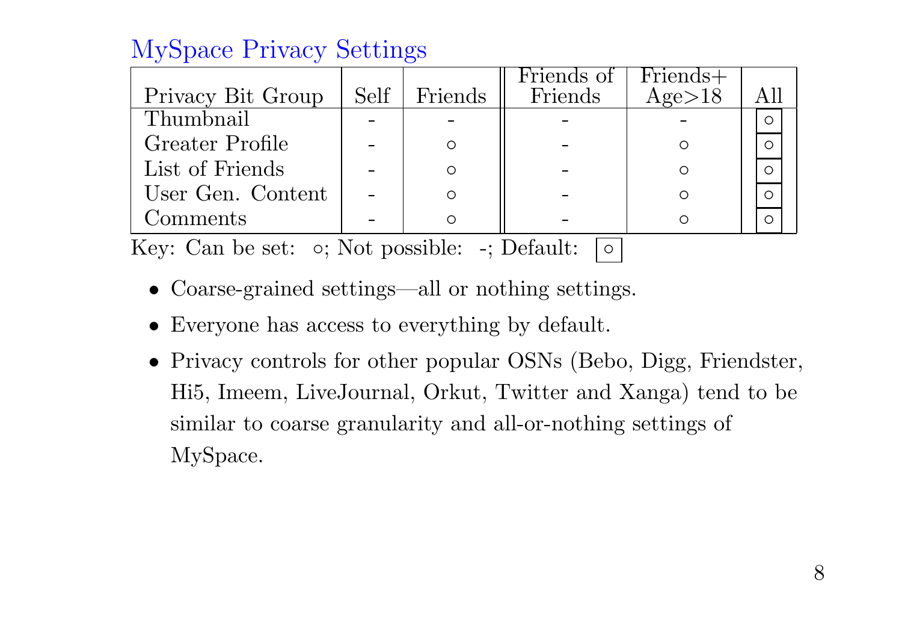## MySpace Privacy Settings

| Privacy Bit Group | Self | Friends | Friends of Friends | Friends+ Age>18 | All |
|---|---|---|---|---|---|
| Thumbnail | - | - | - | - | [○] |
| Greater Profile | - | ○ | - | ○ | [○] |
| List of Friends | - | ○ | - | ○ | [○] |
| User Gen. Content | - | ○ | - | ○ | [○] |
| Comments | - | ○ | - | ○ | [○] |

Key: Can be set: ○; Not possible: -; Default: [○]

- Coarse-grained settings—all or nothing settings.
- Everyone has access to everything by default.
- Privacy controls for other popular OSNs (Bebo, Digg, Friendster, Hi5, Imeem, LiveJournal, Orkut, Twitter and Xanga) tend to be similar to coarse granularity and all-or-nothing settings of MySpace.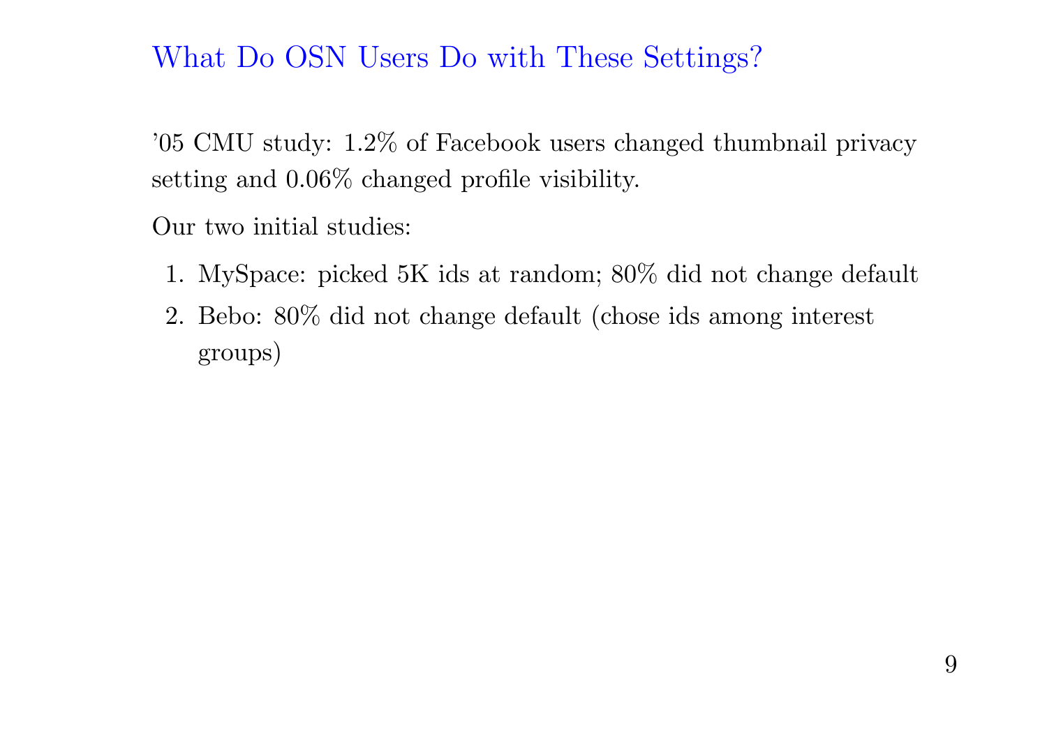## What Do OSN Users Do with These Settings?

'05 CMU study: 1.2% of Facebook users changed thumbnail privacy setting and 0.06% changed profile visibility.

Our two initial studies:

1. MySpace: picked 5K ids at random; 80% did not change default
2. Bebo: 80% did not change default (chose ids among interest groups)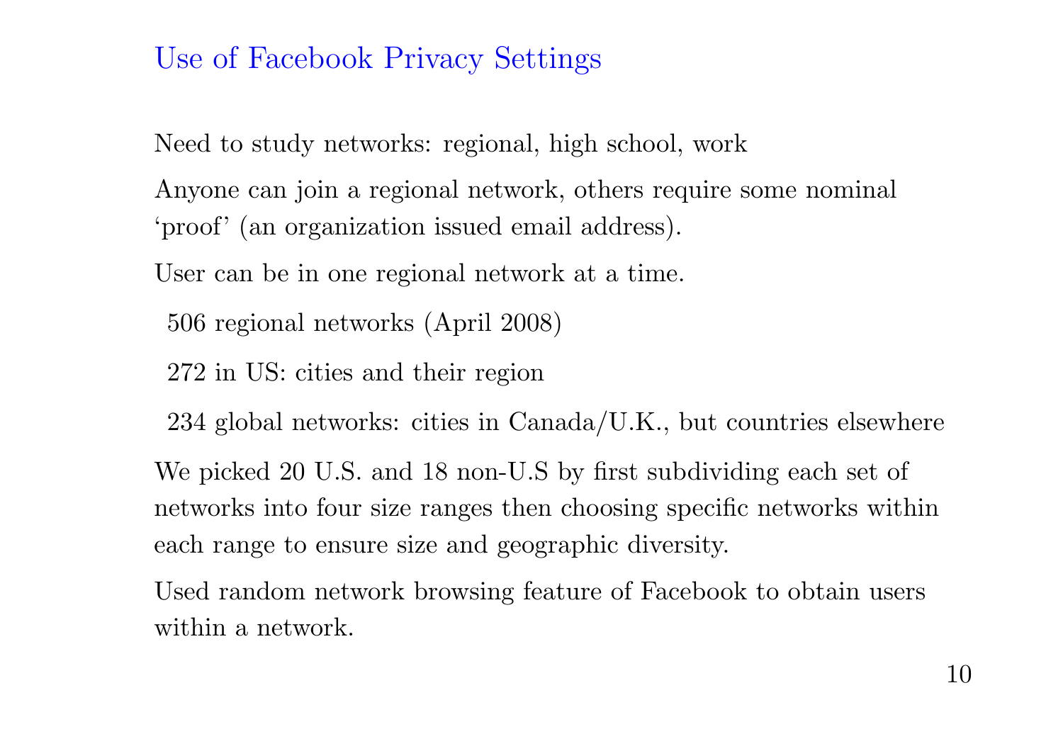## Use of Facebook Privacy Settings

Need to study networks: regional, high school, work

Anyone can join a regional network, others require some nominal 'proof' (an organization issued email address).

User can be in one regional network at a time.

- 506 regional networks (April 2008)
- 272 in US: cities and their region
- 234 global networks: cities in Canada/U.K., but countries elsewhere

We picked 20 U.S. and 18 non-U.S by first subdividing each set of networks into four size ranges then choosing specific networks within each range to ensure size and geographic diversity.

Used random network browsing feature of Facebook to obtain users within a network.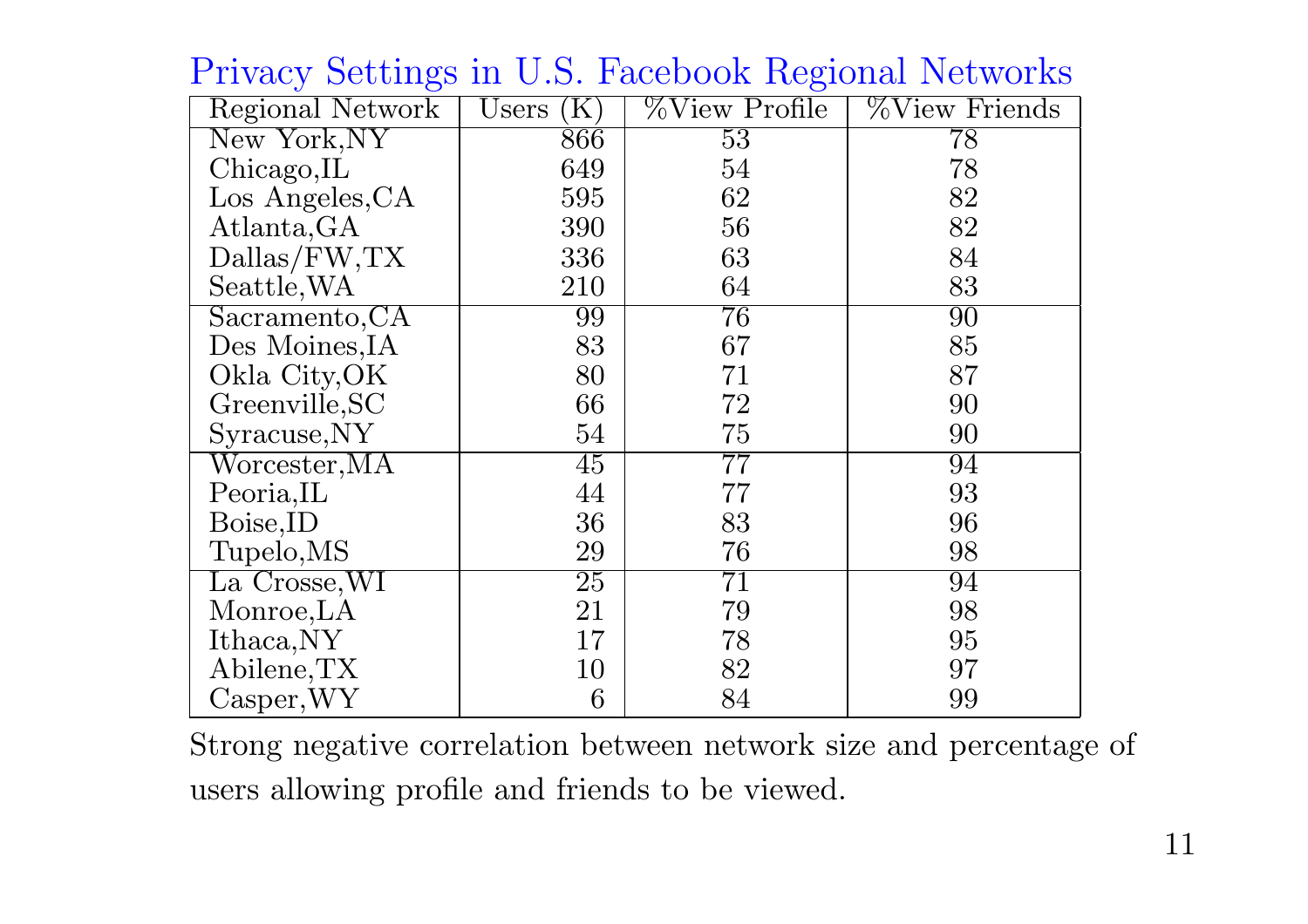## Privacy Settings in U.S. Facebook Regional Networks

| Regional Network | Users (K) | %View Profile | %View Friends |
|---|---|---|---|
| New York,NY | 866 | 53 | 78 |
| Chicago,IL | 649 | 54 | 78 |
| Los Angeles,CA | 595 | 62 | 82 |
| Atlanta,GA | 390 | 56 | 82 |
| Dallas/FW,TX | 336 | 63 | 84 |
| Seattle,WA | 210 | 64 | 83 |
| Sacramento,CA | 99 | 76 | 90 |
| Des Moines,IA | 83 | 67 | 85 |
| Okla City,OK | 80 | 71 | 87 |
| Greenville,SC | 66 | 72 | 90 |
| Syracuse,NY | 54 | 75 | 90 |
| Worcester,MA | 45 | 77 | 94 |
| Peoria,IL | 44 | 77 | 93 |
| Boise,ID | 36 | 83 | 96 |
| Tupelo,MS | 29 | 76 | 98 |
| La Crosse,WI | 25 | 71 | 94 |
| Monroe,LA | 21 | 79 | 98 |
| Ithaca,NY | 17 | 78 | 95 |
| Abilene,TX | 10 | 82 | 97 |
| Casper,WY | 6 | 84 | 99 |

Strong negative correlation between network size and percentage of users allowing profile and friends to be viewed.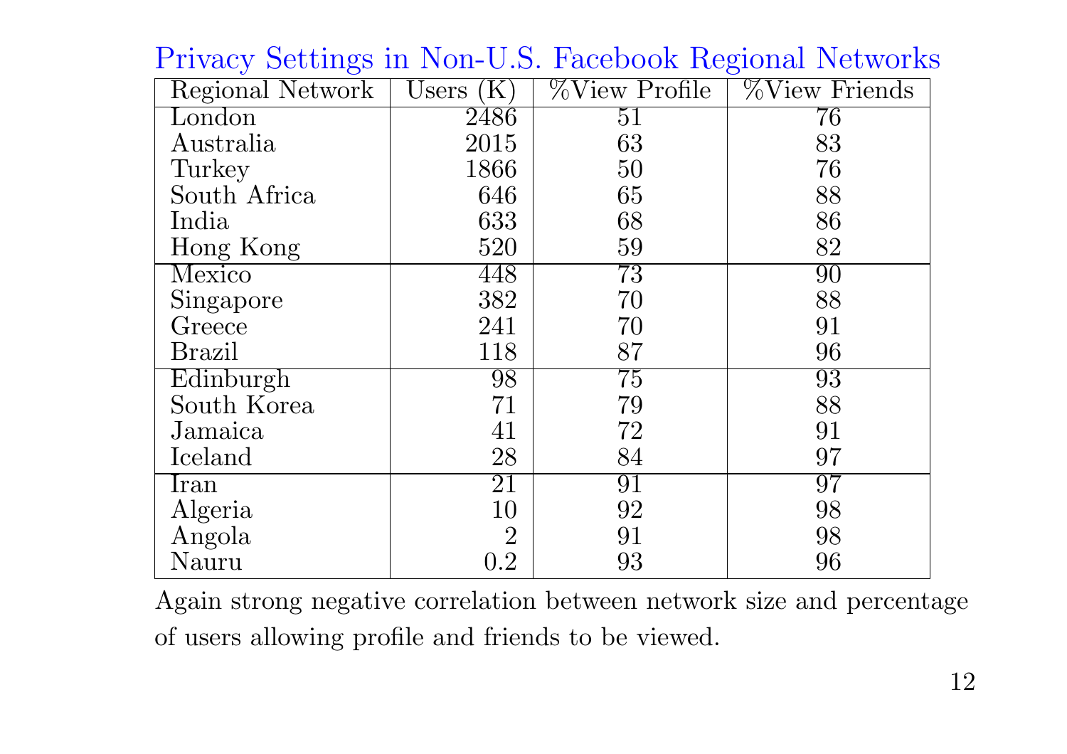## Privacy Settings in Non-U.S. Facebook Regional Networks

| Regional Network | Users (K) | %View Profile | %View Friends |
|---|---|---|---|
| London | 2486 | 51 | 76 |
| Australia | 2015 | 63 | 83 |
| Turkey | 1866 | 50 | 76 |
| South Africa | 646 | 65 | 88 |
| India | 633 | 68 | 86 |
| Hong Kong | 520 | 59 | 82 |
| Mexico | 448 | 73 | 90 |
| Singapore | 382 | 70 | 88 |
| Greece | 241 | 70 | 91 |
| Brazil | 118 | 87 | 96 |
| Edinburgh | 98 | 75 | 93 |
| South Korea | 71 | 79 | 88 |
| Jamaica | 41 | 72 | 91 |
| Iceland | 28 | 84 | 97 |
| Iran | 21 | 91 | 97 |
| Algeria | 10 | 92 | 98 |
| Angola | 2 | 91 | 98 |
| Nauru | 0.2 | 93 | 96 |

Again strong negative correlation between network size and percentage of users allowing profile and friends to be viewed.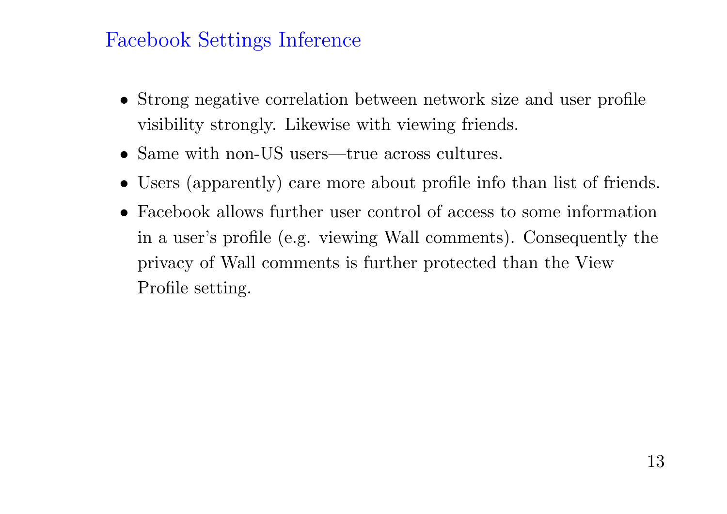## Facebook Settings Inference

- Strong negative correlation between network size and user profile visibility strongly. Likewise with viewing friends.
- Same with non-US users—true across cultures.
- Users (apparently) care more about profile info than list of friends.
- Facebook allows further user control of access to some information in a user's profile (e.g. viewing Wall comments). Consequently the privacy of Wall comments is further protected than the View Profile setting.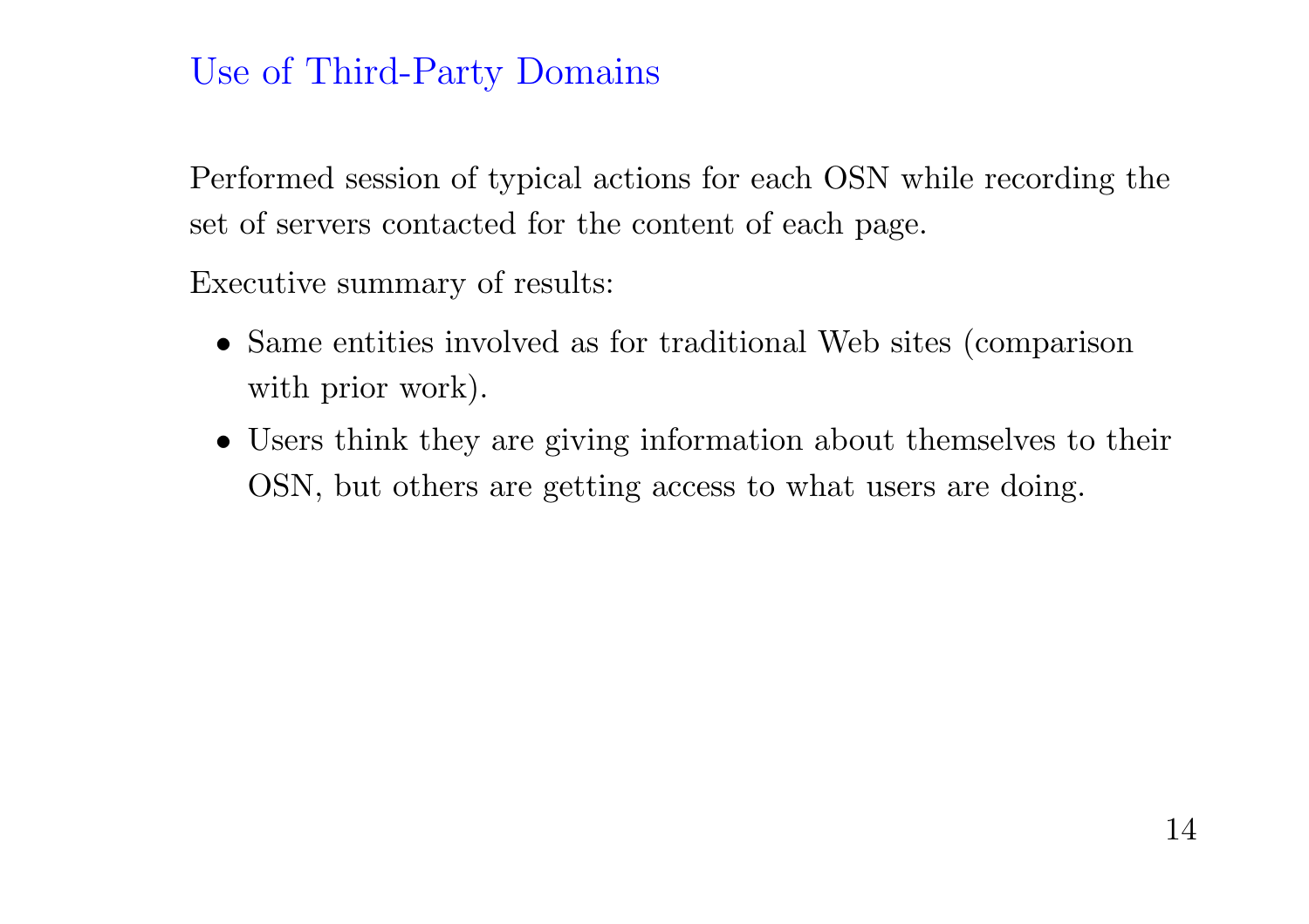# Use of Third-Party Domains

Performed session of typical actions for each OSN while recording the set of servers contacted for the content of each page.

Executive summary of results:

- Same entities involved as for traditional Web sites (comparison with prior work).
- Users think they are giving information about themselves to their OSN, but others are getting access to what users are doing.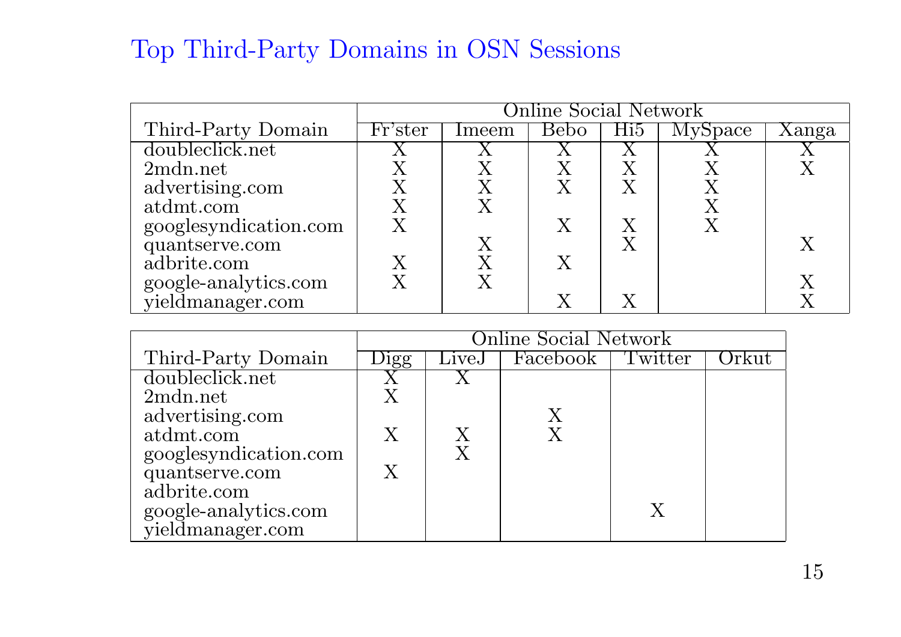# Top Third-Party Domains in OSN Sessions

| | Online Social Network | | | | | |
|---|---|---|---|---|---|---|
| Third-Party Domain | Fr'ster | Imeem | Bebo | Hi5 | MySpace | Xanga |
| doubleclick.net | X | X | X | X | X | X |
| 2mdn.net | X | X | X | X | X | X |
| advertising.com | X | X | X | X | X | |
| atdmt.com | X | X | | | X | |
| googlesyndication.com | X | | X | X | X | |
| quantserve.com | | X | | X | | X |
| adbrite.com | X | X | X | | | |
| google-analytics.com | X | X | | | | X |
| yieldmanager.com | | | X | X | | X |

| | Online Social Network | | | | |
|---|---|---|---|---|---|
| Third-Party Domain | Digg | LiveJ | Facebook | Twitter | Orkut |
| doubleclick.net | X | X | | | |
| 2mdn.net | X | | | | |
| advertising.com | | | X | | |
| atdmt.com | X | X | X | | |
| googlesyndication.com | | X | | | |
| quantserve.com | X | | | | |
| adbrite.com | | | | | |
| google-analytics.com | | | | X | |
| yieldmanager.com | | | | | |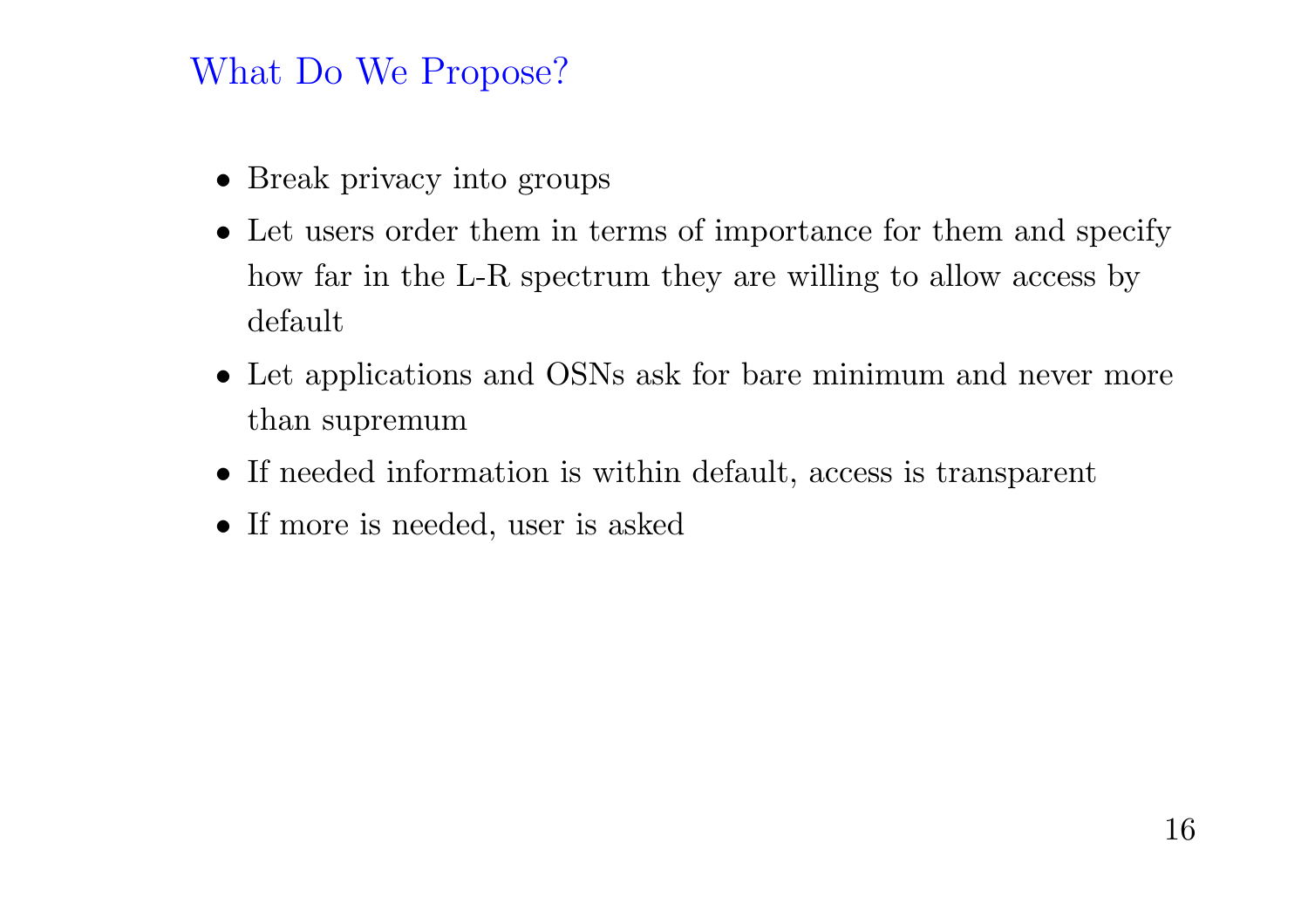## What Do We Propose?

- Break privacy into groups
- Let users order them in terms of importance for them and specify how far in the L-R spectrum they are willing to allow access by default
- Let applications and OSNs ask for bare minimum and never more than supremum
- If needed information is within default, access is transparent
- If more is needed, user is asked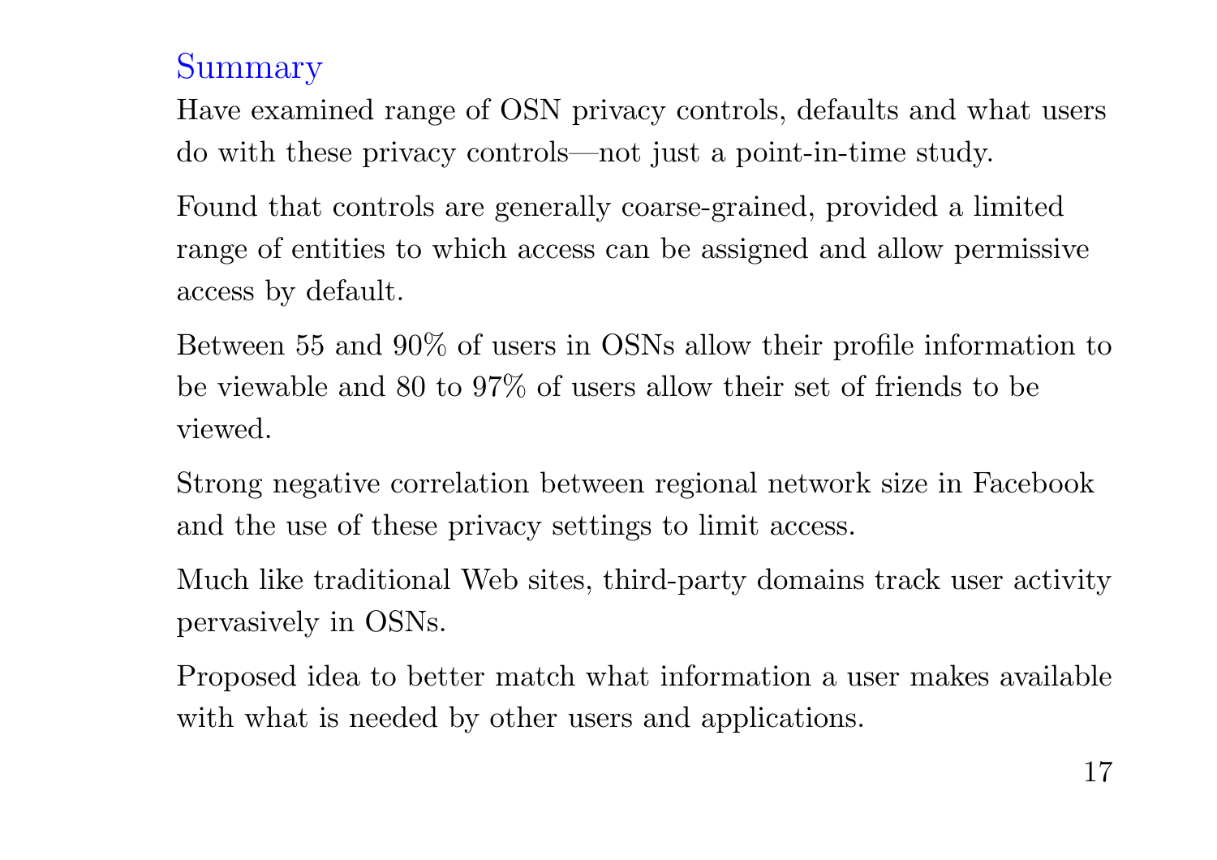## Summary

Have examined range of OSN privacy controls, defaults and what users do with these privacy controls—not just a point-in-time study.

Found that controls are generally coarse-grained, provided a limited range of entities to which access can be assigned and allow permissive access by default.

Between 55 and 90% of users in OSNs allow their profile information to be viewable and 80 to 97% of users allow their set of friends to be viewed.

Strong negative correlation between regional network size in Facebook and the use of these privacy settings to limit access.

Much like traditional Web sites, third-party domains track user activity pervasively in OSNs.

Proposed idea to better match what information a user makes available with what is needed by other users and applications.